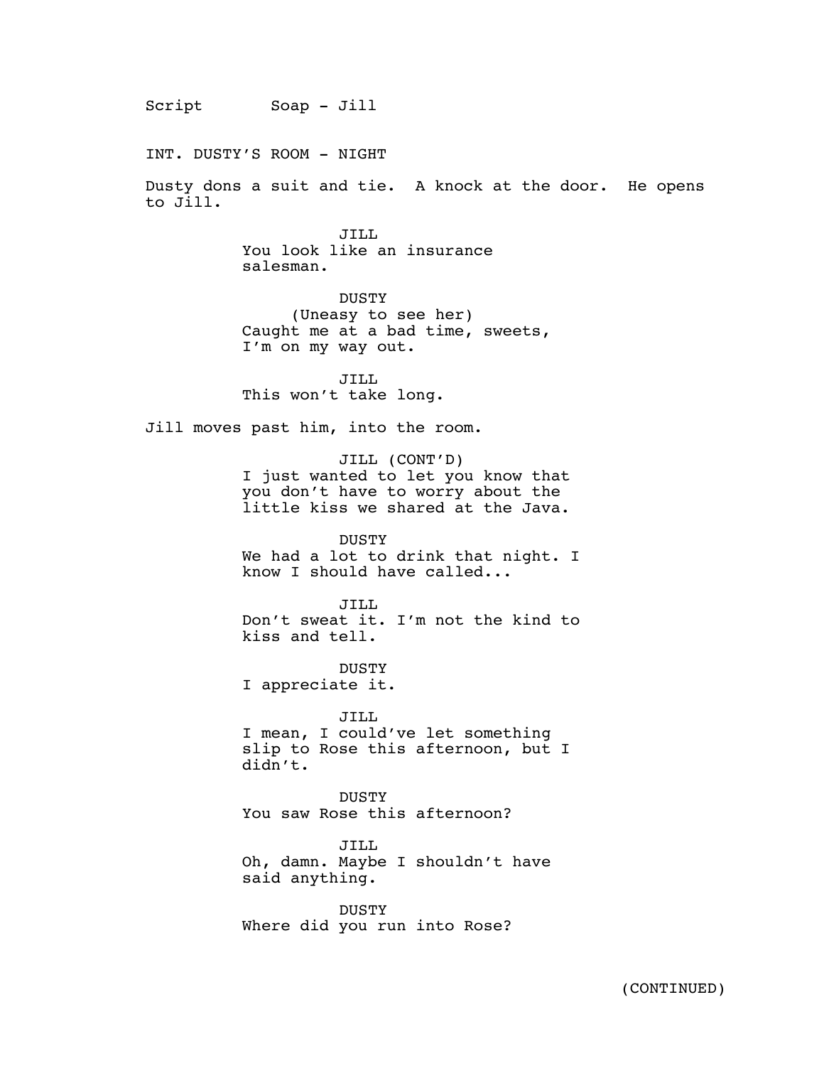Script Soap - Jill

INT. DUSTY'S ROOM - NIGHT

Dusty dons a suit and tie. A knock at the door. He opens to Jill.

JILL
You look like an insurance salesman.

DUSTY
(Uneasy to see her)
Caught me at a bad time, sweets, I'm on my way out.

JILL
This won't take long.

Jill moves past him, into the room.

JILL (CONT'D)
I just wanted to let you know that you don't have to worry about the little kiss we shared at the Java.

DUSTY
We had a lot to drink that night. I know I should have called...

JILL
Don't sweat it. I'm not the kind to kiss and tell.

DUSTY
I appreciate it.

JILL
I mean, I could've let something slip to Rose this afternoon, but I didn't.

DUSTY
You saw Rose this afternoon?

JILL
Oh, damn. Maybe I shouldn't have said anything.

DUSTY
Where did you run into Rose?

(CONTINUED)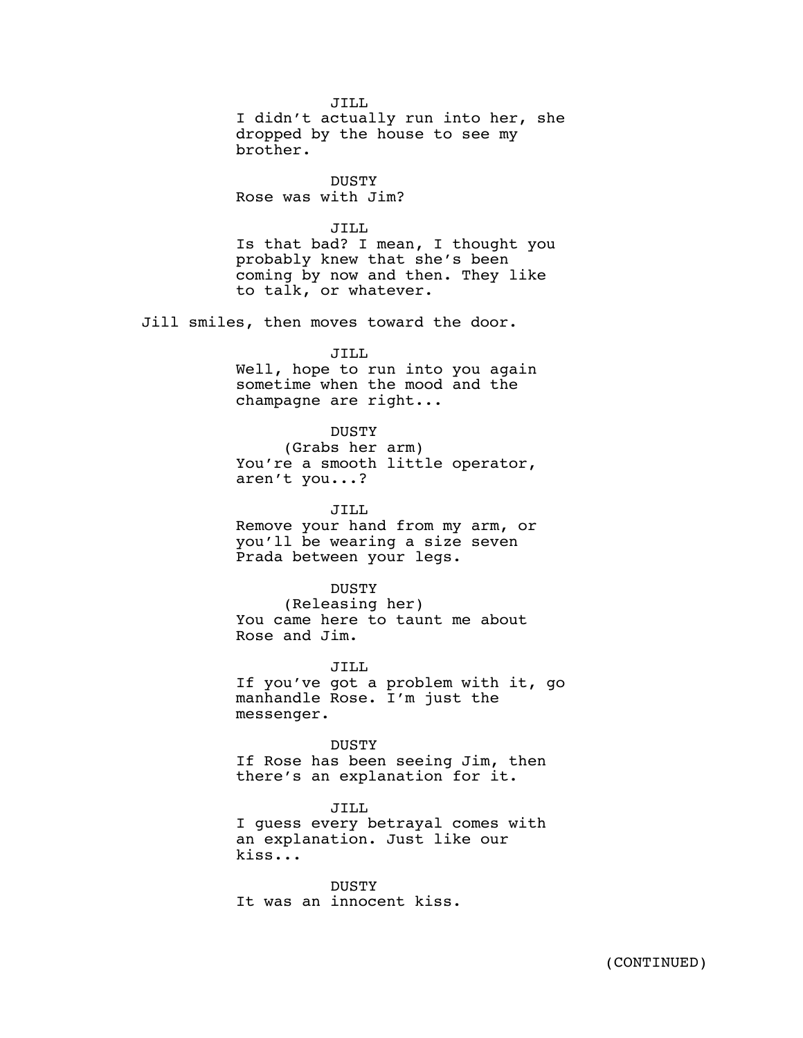JILL
I didn't actually run into her, she dropped by the house to see my brother.

DUSTY
Rose was with Jim?

JILL
Is that bad? I mean, I thought you probably knew that she's been coming by now and then. They like to talk, or whatever.

Jill smiles, then moves toward the door.

JILL
Well, hope to run into you again sometime when the mood and the champagne are right...

DUSTY
(Grabs her arm)
You're a smooth little operator, aren't you...?

JILL
Remove your hand from my arm, or you'll be wearing a size seven Prada between your legs.

DUSTY
(Releasing her)
You came here to taunt me about Rose and Jim.

JILL
If you've got a problem with it, go manhandle Rose. I'm just the messenger.

DUSTY
If Rose has been seeing Jim, then there's an explanation for it.

JILL
I guess every betrayal comes with an explanation. Just like our kiss...

DUSTY
It was an innocent kiss.

(CONTINUED)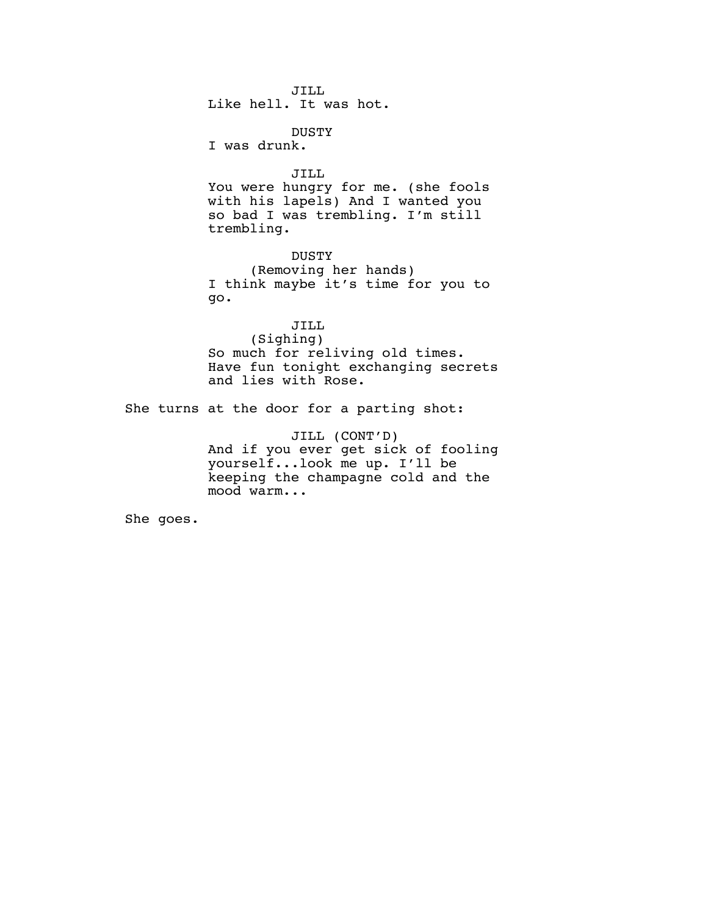JILL

Like hell. It was hot.

DUSTY

I was drunk.

JILL

You were hungry for me. (she fools with his lapels) And I wanted you so bad I was trembling. I'm still trembling.

DUSTY

(Removing her hands)

I think maybe it's time for you to go.

JILL

(Sighing)

So much for reliving old times. Have fun tonight exchanging secrets and lies with Rose.

She turns at the door for a parting shot:

JILL (CONT'D)

And if you ever get sick of fooling yourself...look me up. I'll be keeping the champagne cold and the mood warm...

She goes.